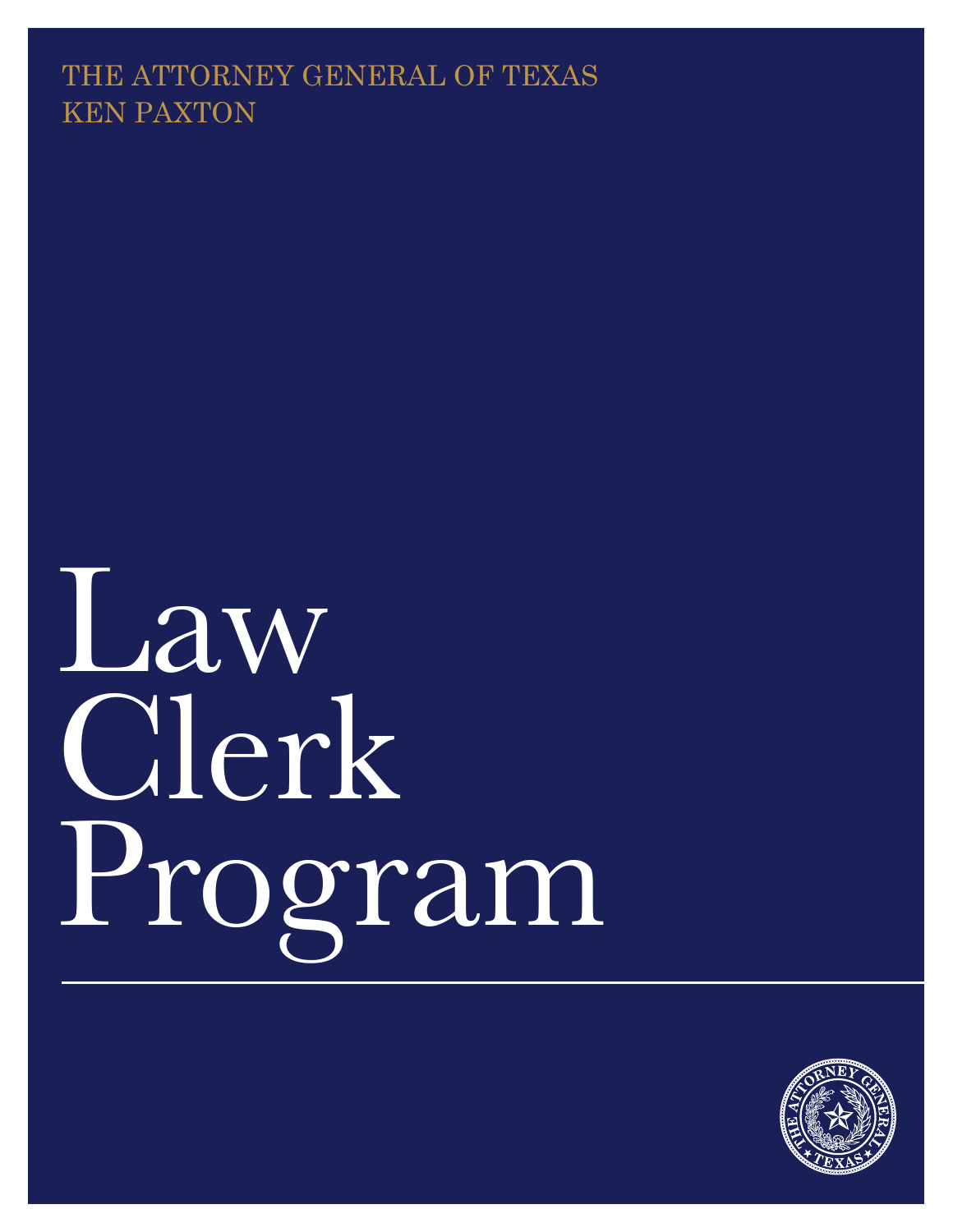THE ATTORNEY GENERAL OF TEXAS
KEN PAXTON

# Law Clerk Program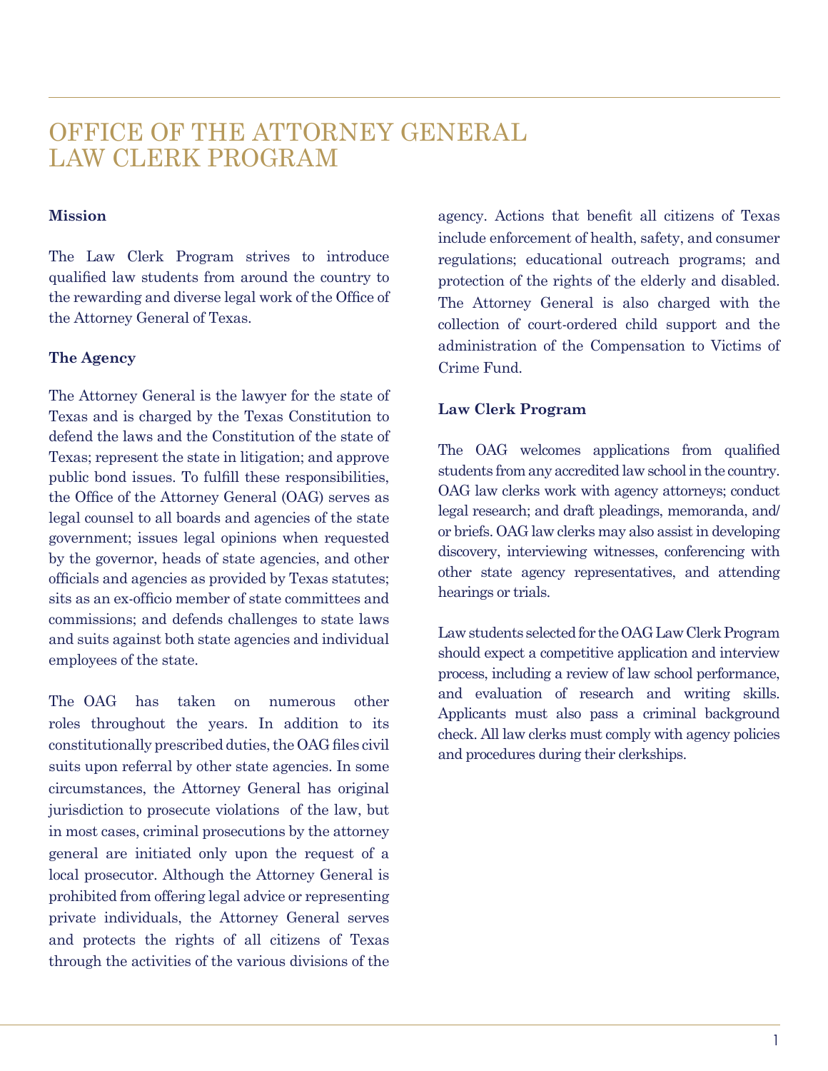# OFFICE OF THE ATTORNEY GENERAL LAW CLERK PROGRAM

**Mission**

The Law Clerk Program strives to introduce qualified law students from around the country to the rewarding and diverse legal work of the Office of the Attorney General of Texas.

**The Agency**

The Attorney General is the lawyer for the state of Texas and is charged by the Texas Constitution to defend the laws and the Constitution of the state of Texas; represent the state in litigation; and approve public bond issues. To fulfill these responsibilities, the Office of the Attorney General (OAG) serves as legal counsel to all boards and agencies of the state government; issues legal opinions when requested by the governor, heads of state agencies, and other officials and agencies as provided by Texas statutes; sits as an ex-officio member of state committees and commissions; and defends challenges to state laws and suits against both state agencies and individual employees of the state.

The OAG has taken on numerous other roles throughout the years. In addition to its constitutionally prescribed duties, the OAG files civil suits upon referral by other state agencies. In some circumstances, the Attorney General has original jurisdiction to prosecute violations of the law, but in most cases, criminal prosecutions by the attorney general are initiated only upon the request of a local prosecutor. Although the Attorney General is prohibited from offering legal advice or representing private individuals, the Attorney General serves and protects the rights of all citizens of Texas through the activities of the various divisions of the agency. Actions that benefit all citizens of Texas include enforcement of health, safety, and consumer regulations; educational outreach programs; and protection of the rights of the elderly and disabled. The Attorney General is also charged with the collection of court-ordered child support and the administration of the Compensation to Victims of Crime Fund.

**Law Clerk Program**

The OAG welcomes applications from qualified students from any accredited law school in the country. OAG law clerks work with agency attorneys; conduct legal research; and draft pleadings, memoranda, and/or briefs. OAG law clerks may also assist in developing discovery, interviewing witnesses, conferencing with other state agency representatives, and attending hearings or trials.

Law students selected for the OAG Law Clerk Program should expect a competitive application and interview process, including a review of law school performance, and evaluation of research and writing skills. Applicants must also pass a criminal background check. All law clerks must comply with agency policies and procedures during their clerkships.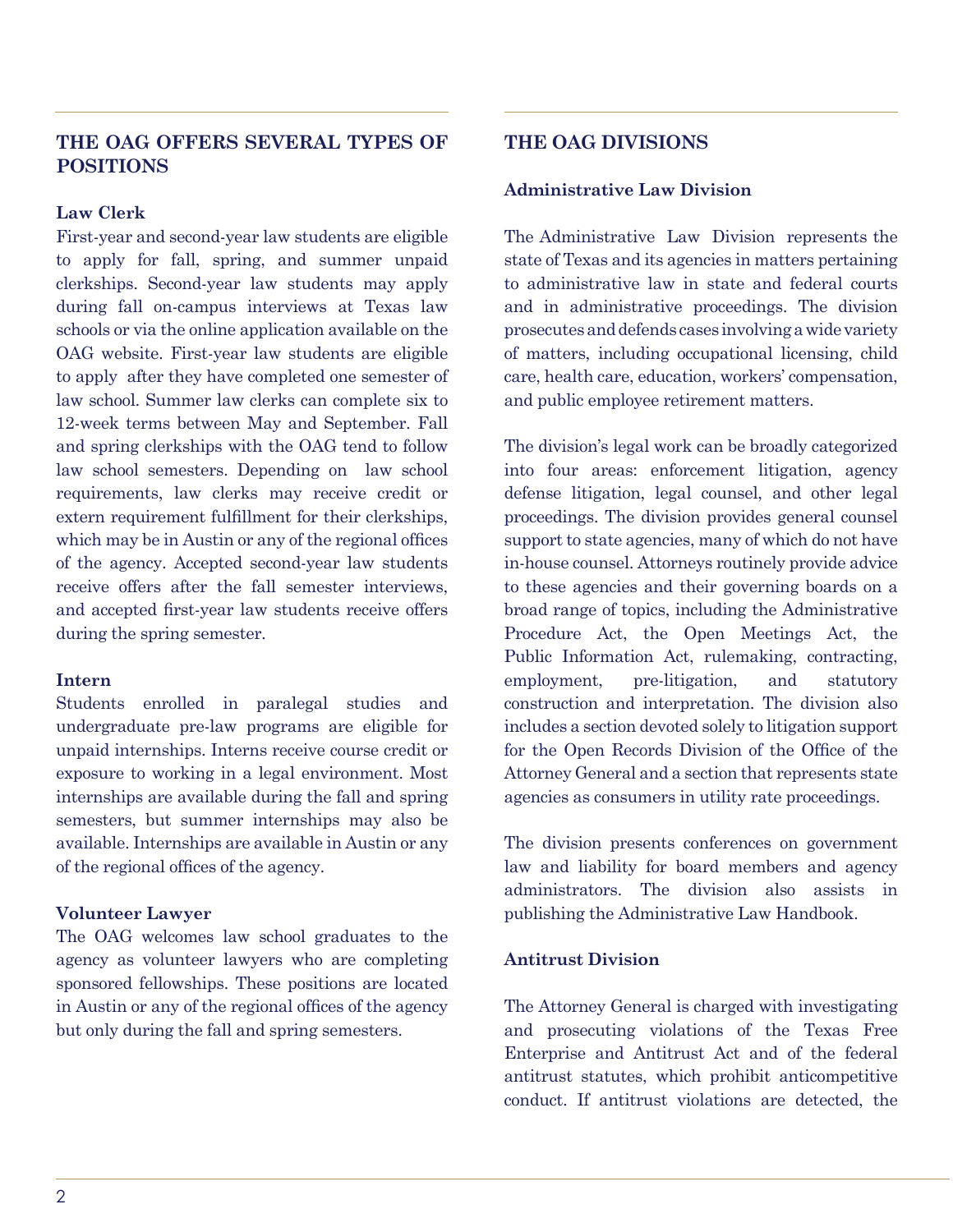## THE OAG OFFERS SEVERAL TYPES OF POSITIONS

### Law Clerk

First-year and second-year law students are eligible to apply for fall, spring, and summer unpaid clerkships. Second-year law students may apply during fall on-campus interviews at Texas law schools or via the online application available on the OAG website. First-year law students are eligible to apply after they have completed one semester of law school. Summer law clerks can complete six to 12-week terms between May and September. Fall and spring clerkships with the OAG tend to follow law school semesters. Depending on law school requirements, law clerks may receive credit or extern requirement fulfillment for their clerkships, which may be in Austin or any of the regional offices of the agency. Accepted second-year law students receive offers after the fall semester interviews, and accepted first-year law students receive offers during the spring semester.

### Intern

Students enrolled in paralegal studies and undergraduate pre-law programs are eligible for unpaid internships. Interns receive course credit or exposure to working in a legal environment. Most internships are available during the fall and spring semesters, but summer internships may also be available. Internships are available in Austin or any of the regional offices of the agency.

### Volunteer Lawyer

The OAG welcomes law school graduates to the agency as volunteer lawyers who are completing sponsored fellowships. These positions are located in Austin or any of the regional offices of the agency but only during the fall and spring semesters.

## THE OAG DIVISIONS

### Administrative Law Division

The Administrative Law Division represents the state of Texas and its agencies in matters pertaining to administrative law in state and federal courts and in administrative proceedings. The division prosecutes and defends cases involving a wide variety of matters, including occupational licensing, child care, health care, education, workers' compensation, and public employee retirement matters.

The division's legal work can be broadly categorized into four areas: enforcement litigation, agency defense litigation, legal counsel, and other legal proceedings. The division provides general counsel support to state agencies, many of which do not have in-house counsel. Attorneys routinely provide advice to these agencies and their governing boards on a broad range of topics, including the Administrative Procedure Act, the Open Meetings Act, the Public Information Act, rulemaking, contracting, employment, pre-litigation, and statutory construction and interpretation. The division also includes a section devoted solely to litigation support for the Open Records Division of the Office of the Attorney General and a section that represents state agencies as consumers in utility rate proceedings.

The division presents conferences on government law and liability for board members and agency administrators. The division also assists in publishing the Administrative Law Handbook.

### Antitrust Division

The Attorney General is charged with investigating and prosecuting violations of the Texas Free Enterprise and Antitrust Act and of the federal antitrust statutes, which prohibit anticompetitive conduct. If antitrust violations are detected, the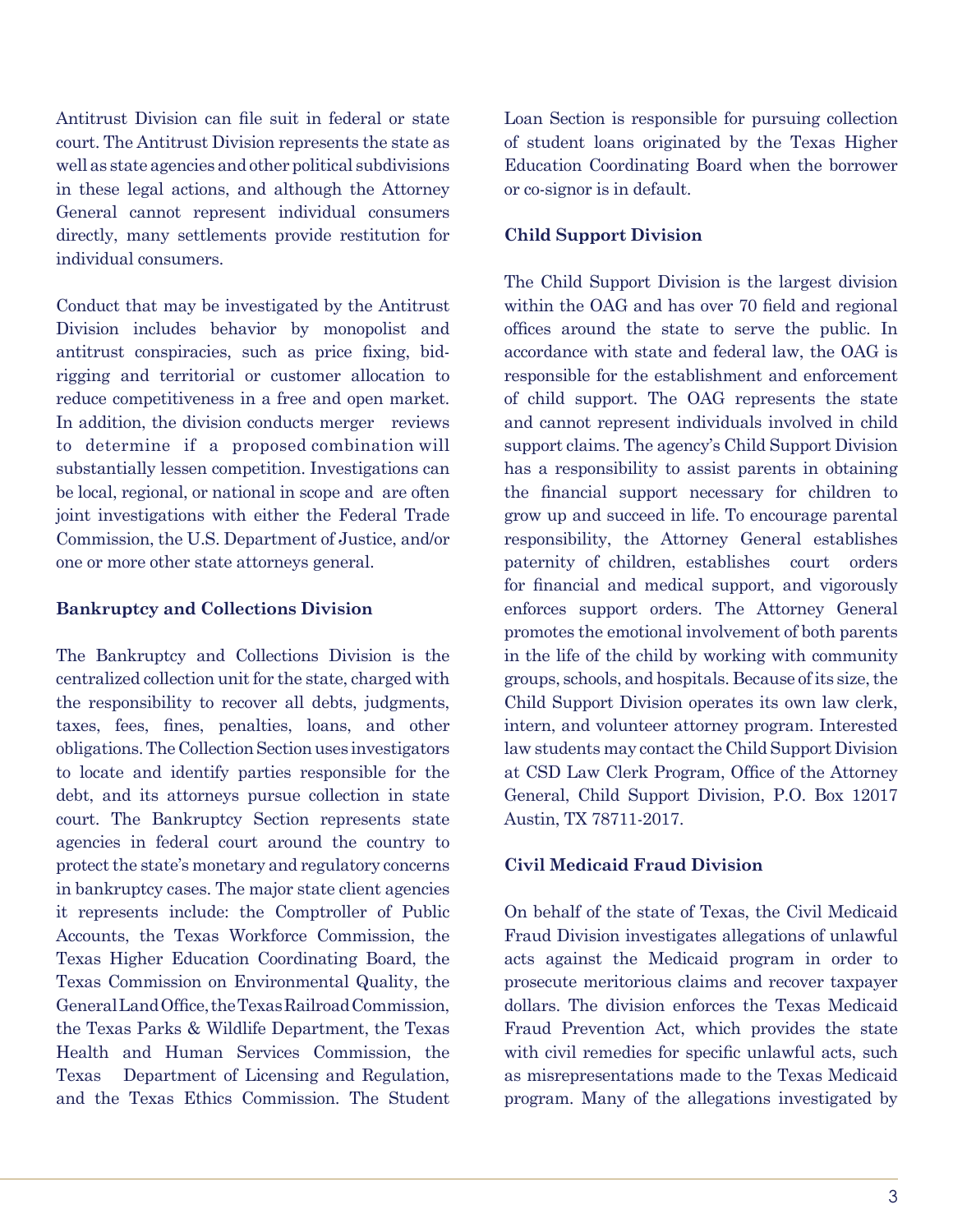Antitrust Division can file suit in federal or state court. The Antitrust Division represents the state as well as state agencies and other political subdivisions in these legal actions, and although the Attorney General cannot represent individual consumers directly, many settlements provide restitution for individual consumers.

Conduct that may be investigated by the Antitrust Division includes behavior by monopolist and antitrust conspiracies, such as price fixing, bid-rigging and territorial or customer allocation to reduce competitiveness in a free and open market. In addition, the division conducts merger reviews to determine if a proposed combination will substantially lessen competition. Investigations can be local, regional, or national in scope and are often joint investigations with either the Federal Trade Commission, the U.S. Department of Justice, and/or one or more other state attorneys general.

**Bankruptcy and Collections Division**

The Bankruptcy and Collections Division is the centralized collection unit for the state, charged with the responsibility to recover all debts, judgments, taxes, fees, fines, penalties, loans, and other obligations. The Collection Section uses investigators to locate and identify parties responsible for the debt, and its attorneys pursue collection in state court. The Bankruptcy Section represents state agencies in federal court around the country to protect the state's monetary and regulatory concerns in bankruptcy cases. The major state client agencies it represents include: the Comptroller of Public Accounts, the Texas Workforce Commission, the Texas Higher Education Coordinating Board, the Texas Commission on Environmental Quality, the General Land Office, the Texas Railroad Commission, the Texas Parks & Wildlife Department, the Texas Health and Human Services Commission, the Texas Department of Licensing and Regulation, and the Texas Ethics Commission. The Student Loan Section is responsible for pursuing collection of student loans originated by the Texas Higher Education Coordinating Board when the borrower or co-signor is in default.

**Child Support Division**

The Child Support Division is the largest division within the OAG and has over 70 field and regional offices around the state to serve the public. In accordance with state and federal law, the OAG is responsible for the establishment and enforcement of child support. The OAG represents the state and cannot represent individuals involved in child support claims. The agency's Child Support Division has a responsibility to assist parents in obtaining the financial support necessary for children to grow up and succeed in life. To encourage parental responsibility, the Attorney General establishes paternity of children, establishes court orders for financial and medical support, and vigorously enforces support orders. The Attorney General promotes the emotional involvement of both parents in the life of the child by working with community groups, schools, and hospitals. Because of its size, the Child Support Division operates its own law clerk, intern, and volunteer attorney program. Interested law students may contact the Child Support Division at CSD Law Clerk Program, Office of the Attorney General, Child Support Division, P.O. Box 12017 Austin, TX 78711-2017.

**Civil Medicaid Fraud Division**

On behalf of the state of Texas, the Civil Medicaid Fraud Division investigates allegations of unlawful acts against the Medicaid program in order to prosecute meritorious claims and recover taxpayer dollars. The division enforces the Texas Medicaid Fraud Prevention Act, which provides the state with civil remedies for specific unlawful acts, such as misrepresentations made to the Texas Medicaid program. Many of the allegations investigated by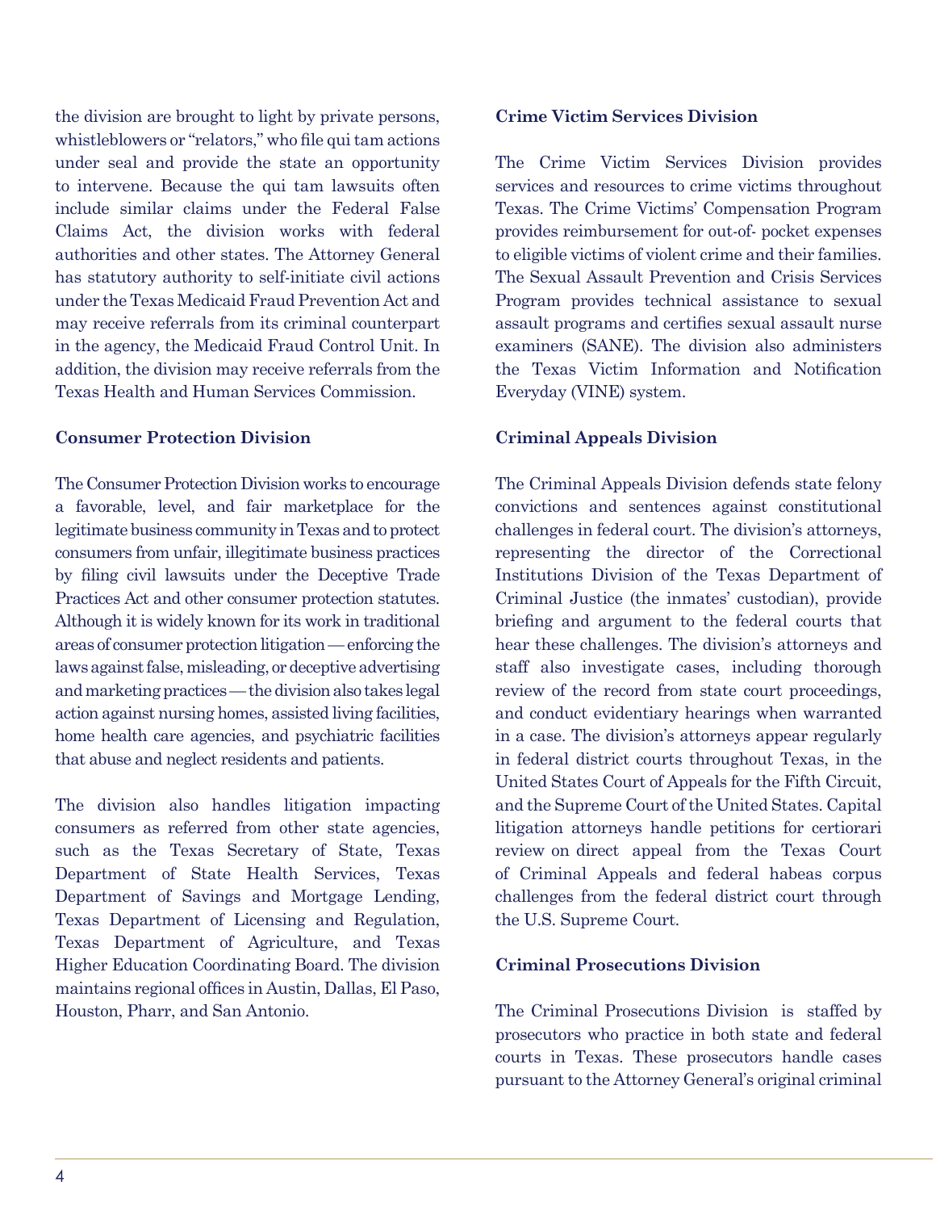the division are brought to light by private persons, whistleblowers or "relators," who file qui tam actions under seal and provide the state an opportunity to intervene. Because the qui tam lawsuits often include similar claims under the Federal False Claims Act, the division works with federal authorities and other states. The Attorney General has statutory authority to self-initiate civil actions under the Texas Medicaid Fraud Prevention Act and may receive referrals from its criminal counterpart in the agency, the Medicaid Fraud Control Unit. In addition, the division may receive referrals from the Texas Health and Human Services Commission.

### Consumer Protection Division

The Consumer Protection Division works to encourage a favorable, level, and fair marketplace for the legitimate business community in Texas and to protect consumers from unfair, illegitimate business practices by filing civil lawsuits under the Deceptive Trade Practices Act and other consumer protection statutes. Although it is widely known for its work in traditional areas of consumer protection litigation — enforcing the laws against false, misleading, or deceptive advertising and marketing practices — the division also takes legal action against nursing homes, assisted living facilities, home health care agencies, and psychiatric facilities that abuse and neglect residents and patients.

The division also handles litigation impacting consumers as referred from other state agencies, such as the Texas Secretary of State, Texas Department of State Health Services, Texas Department of Savings and Mortgage Lending, Texas Department of Licensing and Regulation, Texas Department of Agriculture, and Texas Higher Education Coordinating Board. The division maintains regional offices in Austin, Dallas, El Paso, Houston, Pharr, and San Antonio.

### Crime Victim Services Division

The Crime Victim Services Division provides services and resources to crime victims throughout Texas. The Crime Victims' Compensation Program provides reimbursement for out-of- pocket expenses to eligible victims of violent crime and their families. The Sexual Assault Prevention and Crisis Services Program provides technical assistance to sexual assault programs and certifies sexual assault nurse examiners (SANE). The division also administers the Texas Victim Information and Notification Everyday (VINE) system.

### Criminal Appeals Division

The Criminal Appeals Division defends state felony convictions and sentences against constitutional challenges in federal court. The division's attorneys, representing the director of the Correctional Institutions Division of the Texas Department of Criminal Justice (the inmates' custodian), provide briefing and argument to the federal courts that hear these challenges. The division's attorneys and staff also investigate cases, including thorough review of the record from state court proceedings, and conduct evidentiary hearings when warranted in a case. The division's attorneys appear regularly in federal district courts throughout Texas, in the United States Court of Appeals for the Fifth Circuit, and the Supreme Court of the United States. Capital litigation attorneys handle petitions for certiorari review on direct appeal from the Texas Court of Criminal Appeals and federal habeas corpus challenges from the federal district court through the U.S. Supreme Court.

### Criminal Prosecutions Division

The Criminal Prosecutions Division is staffed by prosecutors who practice in both state and federal courts in Texas. These prosecutors handle cases pursuant to the Attorney General's original criminal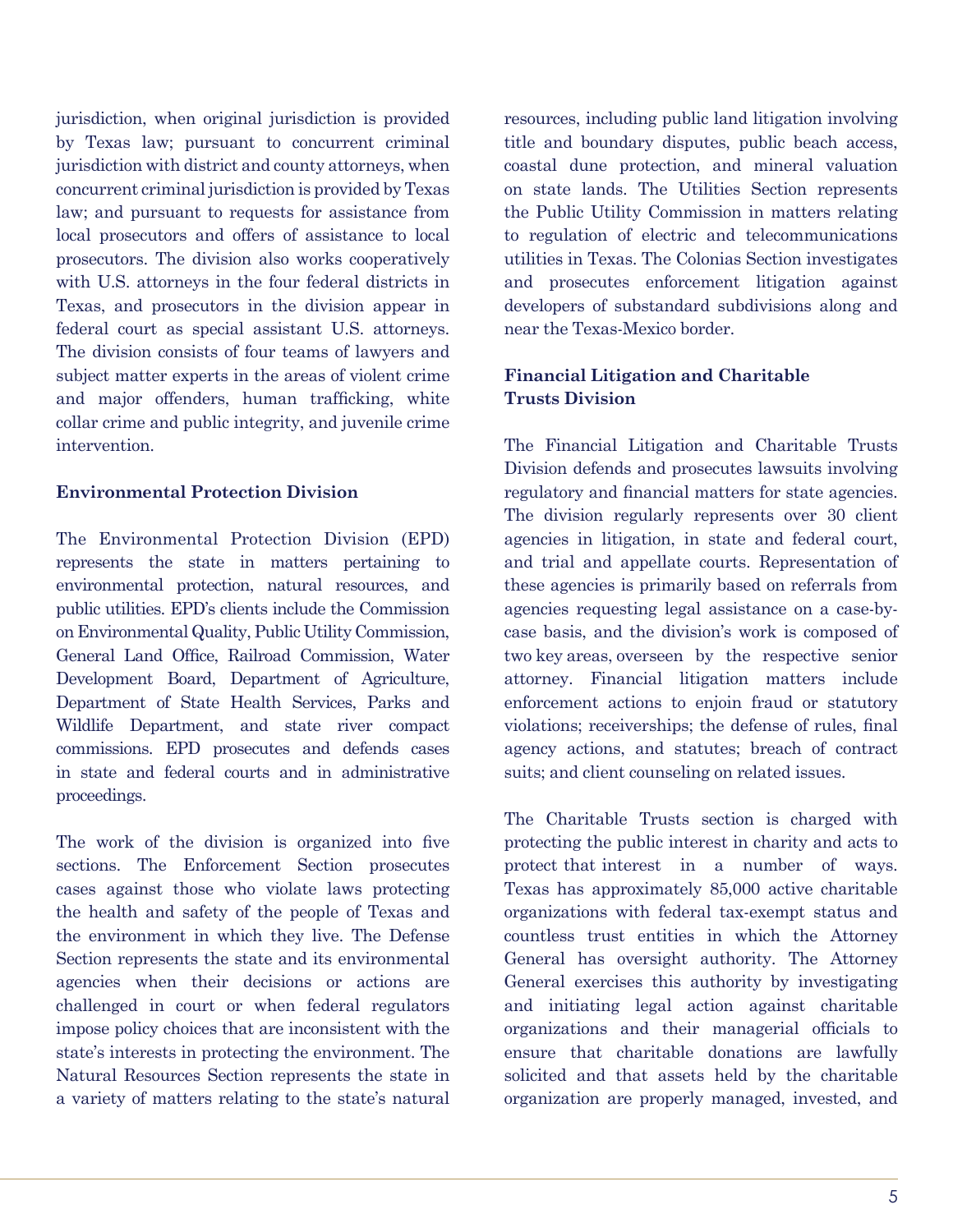jurisdiction, when original jurisdiction is provided by Texas law; pursuant to concurrent criminal jurisdiction with district and county attorneys, when concurrent criminal jurisdiction is provided by Texas law; and pursuant to requests for assistance from local prosecutors and offers of assistance to local prosecutors. The division also works cooperatively with U.S. attorneys in the four federal districts in Texas, and prosecutors in the division appear in federal court as special assistant U.S. attorneys. The division consists of four teams of lawyers and subject matter experts in the areas of violent crime and major offenders, human trafficking, white collar crime and public integrity, and juvenile crime intervention.

**Environmental Protection Division**

The Environmental Protection Division (EPD) represents the state in matters pertaining to environmental protection, natural resources, and public utilities. EPD's clients include the Commission on Environmental Quality, Public Utility Commission, General Land Office, Railroad Commission, Water Development Board, Department of Agriculture, Department of State Health Services, Parks and Wildlife Department, and state river compact commissions. EPD prosecutes and defends cases in state and federal courts and in administrative proceedings.

The work of the division is organized into five sections. The Enforcement Section prosecutes cases against those who violate laws protecting the health and safety of the people of Texas and the environment in which they live. The Defense Section represents the state and its environmental agencies when their decisions or actions are challenged in court or when federal regulators impose policy choices that are inconsistent with the state's interests in protecting the environment. The Natural Resources Section represents the state in a variety of matters relating to the state's natural resources, including public land litigation involving title and boundary disputes, public beach access, coastal dune protection, and mineral valuation on state lands. The Utilities Section represents the Public Utility Commission in matters relating to regulation of electric and telecommunications utilities in Texas. The Colonias Section investigates and prosecutes enforcement litigation against developers of substandard subdivisions along and near the Texas-Mexico border.

**Financial Litigation and Charitable Trusts Division**

The Financial Litigation and Charitable Trusts Division defends and prosecutes lawsuits involving regulatory and financial matters for state agencies. The division regularly represents over 30 client agencies in litigation, in state and federal court, and trial and appellate courts. Representation of these agencies is primarily based on referrals from agencies requesting legal assistance on a case-by-case basis, and the division's work is composed of two key areas, overseen by the respective senior attorney. Financial litigation matters include enforcement actions to enjoin fraud or statutory violations; receiverships; the defense of rules, final agency actions, and statutes; breach of contract suits; and client counseling on related issues.

The Charitable Trusts section is charged with protecting the public interest in charity and acts to protect that interest in a number of ways. Texas has approximately 85,000 active charitable organizations with federal tax-exempt status and countless trust entities in which the Attorney General has oversight authority. The Attorney General exercises this authority by investigating and initiating legal action against charitable organizations and their managerial officials to ensure that charitable donations are lawfully solicited and that assets held by the charitable organization are properly managed, invested, and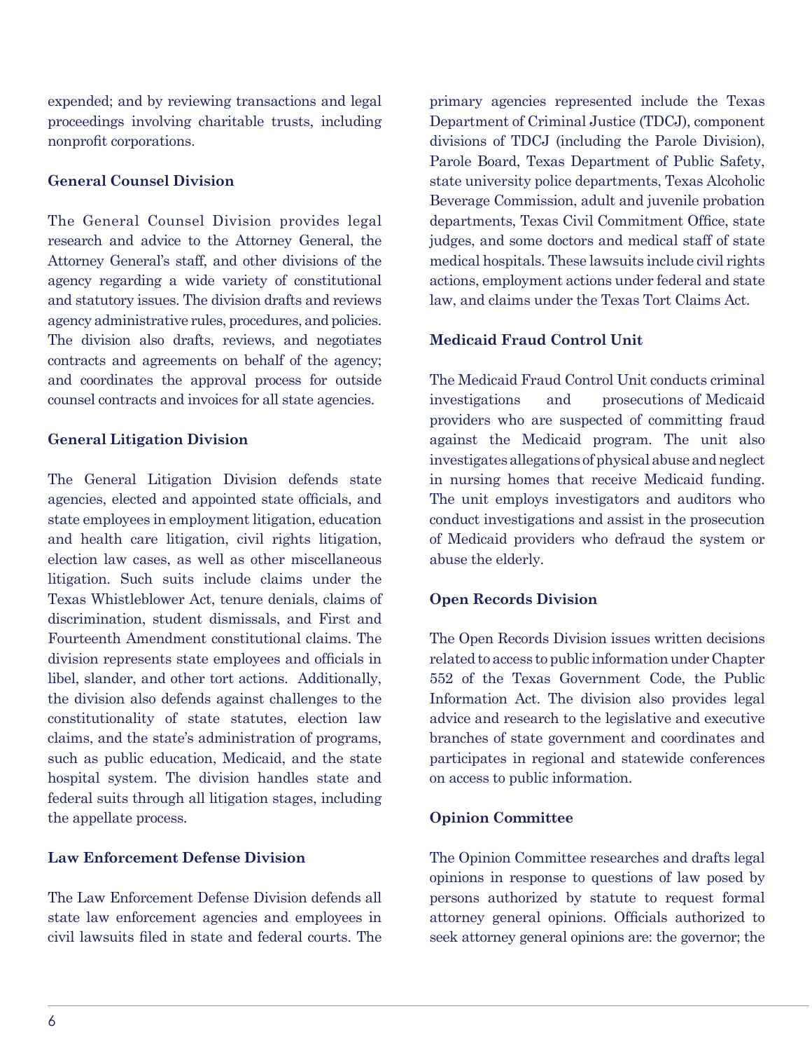expended; and by reviewing transactions and legal proceedings involving charitable trusts, including nonprofit corporations.

### General Counsel Division

The General Counsel Division provides legal research and advice to the Attorney General, the Attorney General's staff, and other divisions of the agency regarding a wide variety of constitutional and statutory issues. The division drafts and reviews agency administrative rules, procedures, and policies. The division also drafts, reviews, and negotiates contracts and agreements on behalf of the agency; and coordinates the approval process for outside counsel contracts and invoices for all state agencies.

### General Litigation Division

The General Litigation Division defends state agencies, elected and appointed state officials, and state employees in employment litigation, education and health care litigation, civil rights litigation, election law cases, as well as other miscellaneous litigation. Such suits include claims under the Texas Whistleblower Act, tenure denials, claims of discrimination, student dismissals, and First and Fourteenth Amendment constitutional claims. The division represents state employees and officials in libel, slander, and other tort actions. Additionally, the division also defends against challenges to the constitutionality of state statutes, election law claims, and the state's administration of programs, such as public education, Medicaid, and the state hospital system. The division handles state and federal suits through all litigation stages, including the appellate process.

### Law Enforcement Defense Division

The Law Enforcement Defense Division defends all state law enforcement agencies and employees in civil lawsuits filed in state and federal courts. The primary agencies represented include the Texas Department of Criminal Justice (TDCJ), component divisions of TDCJ (including the Parole Division), Parole Board, Texas Department of Public Safety, state university police departments, Texas Alcoholic Beverage Commission, adult and juvenile probation departments, Texas Civil Commitment Office, state judges, and some doctors and medical staff of state medical hospitals. These lawsuits include civil rights actions, employment actions under federal and state law, and claims under the Texas Tort Claims Act.

### Medicaid Fraud Control Unit

The Medicaid Fraud Control Unit conducts criminal investigations and prosecutions of Medicaid providers who are suspected of committing fraud against the Medicaid program. The unit also investigates allegations of physical abuse and neglect in nursing homes that receive Medicaid funding. The unit employs investigators and auditors who conduct investigations and assist in the prosecution of Medicaid providers who defraud the system or abuse the elderly.

### Open Records Division

The Open Records Division issues written decisions related to access to public information under Chapter 552 of the Texas Government Code, the Public Information Act. The division also provides legal advice and research to the legislative and executive branches of state government and coordinates and participates in regional and statewide conferences on access to public information.

### Opinion Committee

The Opinion Committee researches and drafts legal opinions in response to questions of law posed by persons authorized by statute to request formal attorney general opinions. Officials authorized to seek attorney general opinions are: the governor; the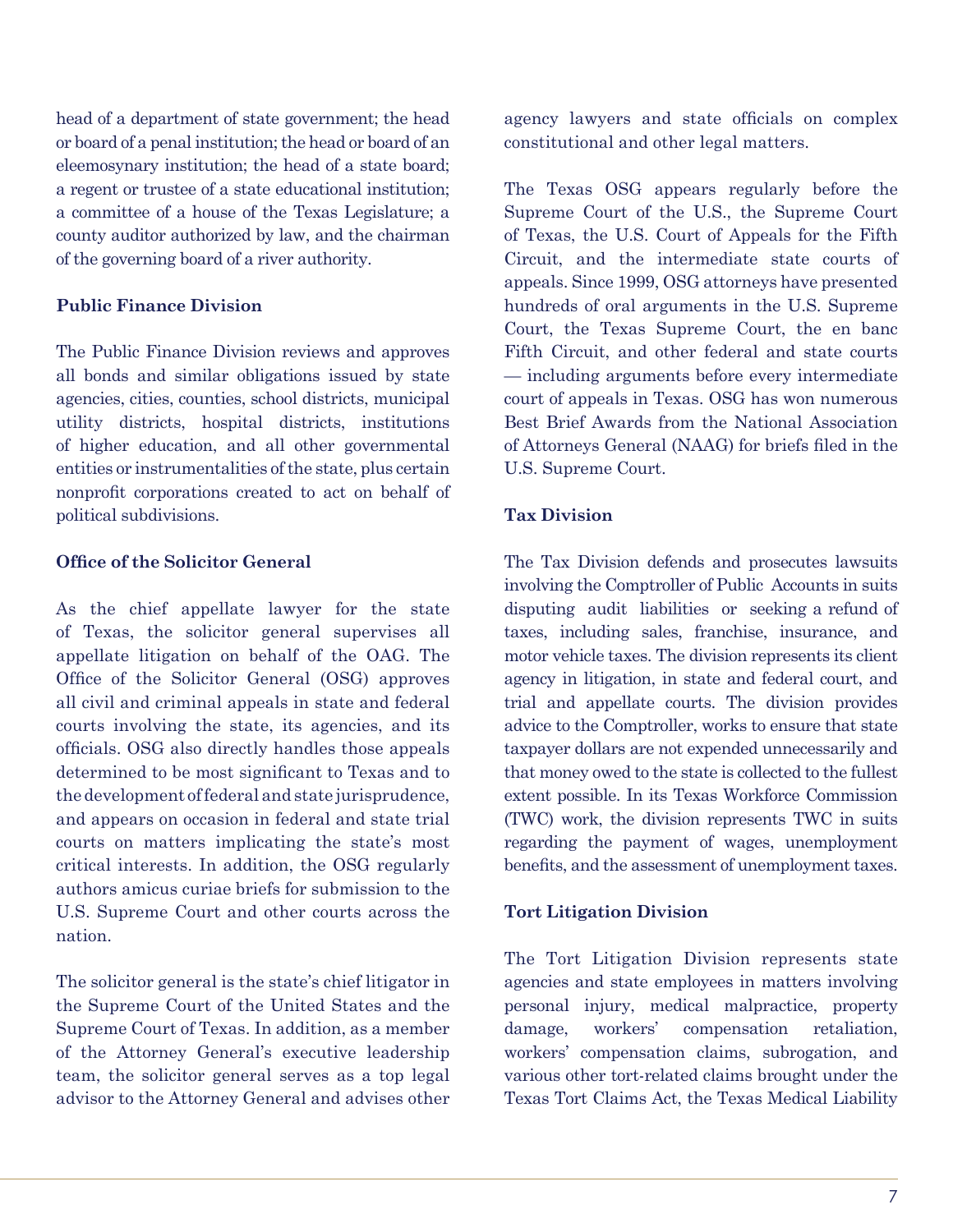head of a department of state government; the head or board of a penal institution; the head or board of an eleemosynary institution; the head of a state board; a regent or trustee of a state educational institution; a committee of a house of the Texas Legislature; a county auditor authorized by law, and the chairman of the governing board of a river authority.

**Public Finance Division**

The Public Finance Division reviews and approves all bonds and similar obligations issued by state agencies, cities, counties, school districts, municipal utility districts, hospital districts, institutions of higher education, and all other governmental entities or instrumentalities of the state, plus certain nonprofit corporations created to act on behalf of political subdivisions.

**Office of the Solicitor General**

As the chief appellate lawyer for the state of Texas, the solicitor general supervises all appellate litigation on behalf of the OAG. The Office of the Solicitor General (OSG) approves all civil and criminal appeals in state and federal courts involving the state, its agencies, and its officials. OSG also directly handles those appeals determined to be most significant to Texas and to the development of federal and state jurisprudence, and appears on occasion in federal and state trial courts on matters implicating the state's most critical interests. In addition, the OSG regularly authors amicus curiae briefs for submission to the U.S. Supreme Court and other courts across the nation.

The solicitor general is the state's chief litigator in the Supreme Court of the United States and the Supreme Court of Texas. In addition, as a member of the Attorney General's executive leadership team, the solicitor general serves as a top legal advisor to the Attorney General and advises other agency lawyers and state officials on complex constitutional and other legal matters.

The Texas OSG appears regularly before the Supreme Court of the U.S., the Supreme Court of Texas, the U.S. Court of Appeals for the Fifth Circuit, and the intermediate state courts of appeals. Since 1999, OSG attorneys have presented hundreds of oral arguments in the U.S. Supreme Court, the Texas Supreme Court, the en banc Fifth Circuit, and other federal and state courts — including arguments before every intermediate court of appeals in Texas. OSG has won numerous Best Brief Awards from the National Association of Attorneys General (NAAG) for briefs filed in the U.S. Supreme Court.

**Tax Division**

The Tax Division defends and prosecutes lawsuits involving the Comptroller of Public Accounts in suits disputing audit liabilities or seeking a refund of taxes, including sales, franchise, insurance, and motor vehicle taxes. The division represents its client agency in litigation, in state and federal court, and trial and appellate courts. The division provides advice to the Comptroller, works to ensure that state taxpayer dollars are not expended unnecessarily and that money owed to the state is collected to the fullest extent possible. In its Texas Workforce Commission (TWC) work, the division represents TWC in suits regarding the payment of wages, unemployment benefits, and the assessment of unemployment taxes.

**Tort Litigation Division**

The Tort Litigation Division represents state agencies and state employees in matters involving personal injury, medical malpractice, property damage, workers' compensation retaliation, workers' compensation claims, subrogation, and various other tort-related claims brought under the Texas Tort Claims Act, the Texas Medical Liability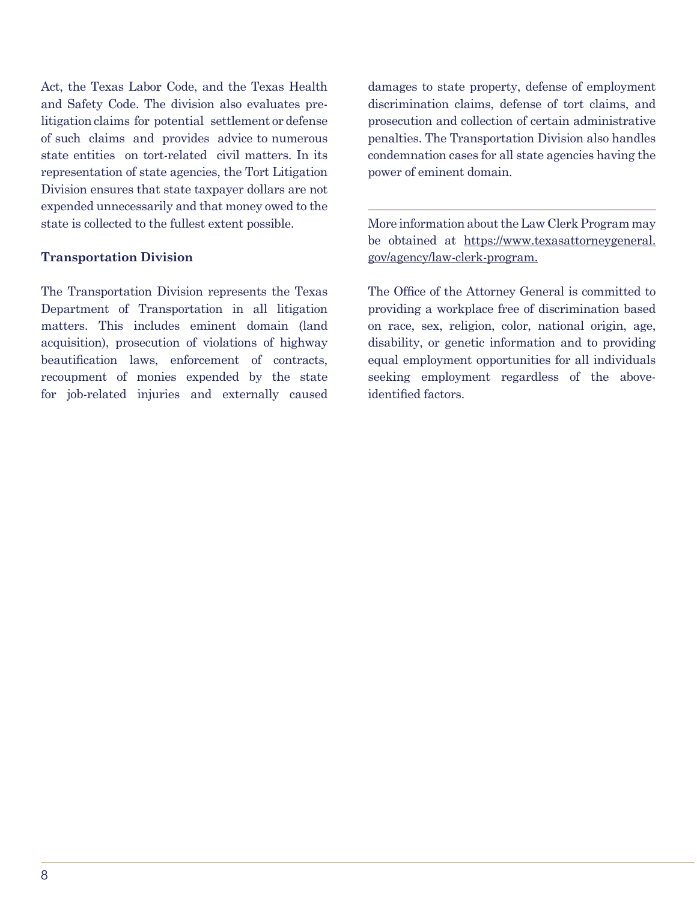Act, the Texas Labor Code, and the Texas Health and Safety Code. The division also evaluates pre-litigation claims for potential settlement or defense of such claims and provides advice to numerous state entities on tort-related civil matters. In its representation of state agencies, the Tort Litigation Division ensures that state taxpayer dollars are not expended unnecessarily and that money owed to the state is collected to the fullest extent possible.

**Transportation Division**

The Transportation Division represents the Texas Department of Transportation in all litigation matters. This includes eminent domain (land acquisition), prosecution of violations of highway beautification laws, enforcement of contracts, recoupment of monies expended by the state for job-related injuries and externally caused damages to state property, defense of employment discrimination claims, defense of tort claims, and prosecution and collection of certain administrative penalties. The Transportation Division also handles condemnation cases for all state agencies having the power of eminent domain.

---

More information about the Law Clerk Program may be obtained at https://www.texasattorneygeneral.gov/agency/law-clerk-program.

The Office of the Attorney General is committed to providing a workplace free of discrimination based on race, sex, religion, color, national origin, age, disability, or genetic information and to providing equal employment opportunities for all individuals seeking employment regardless of the above-identified factors.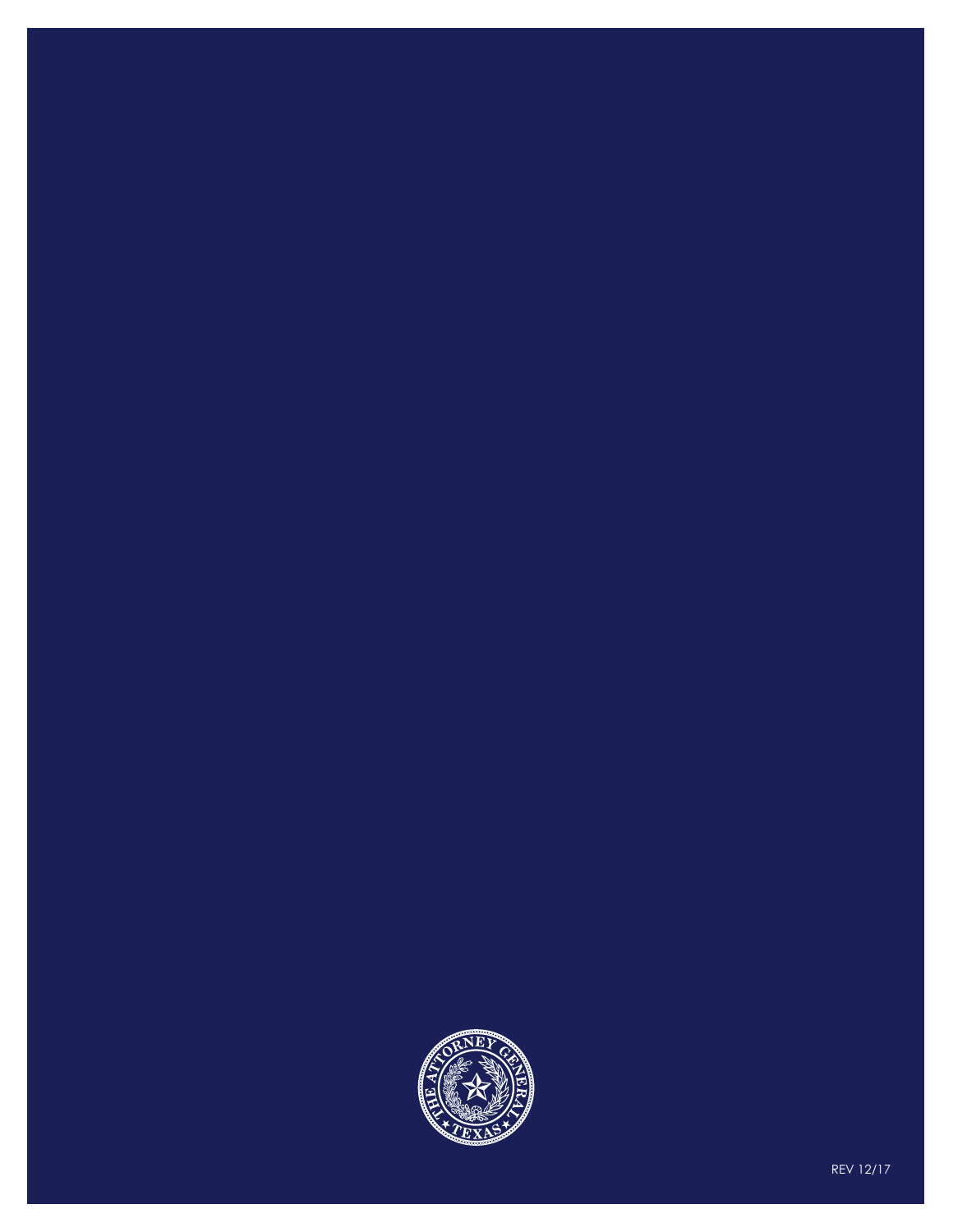REV 12/17